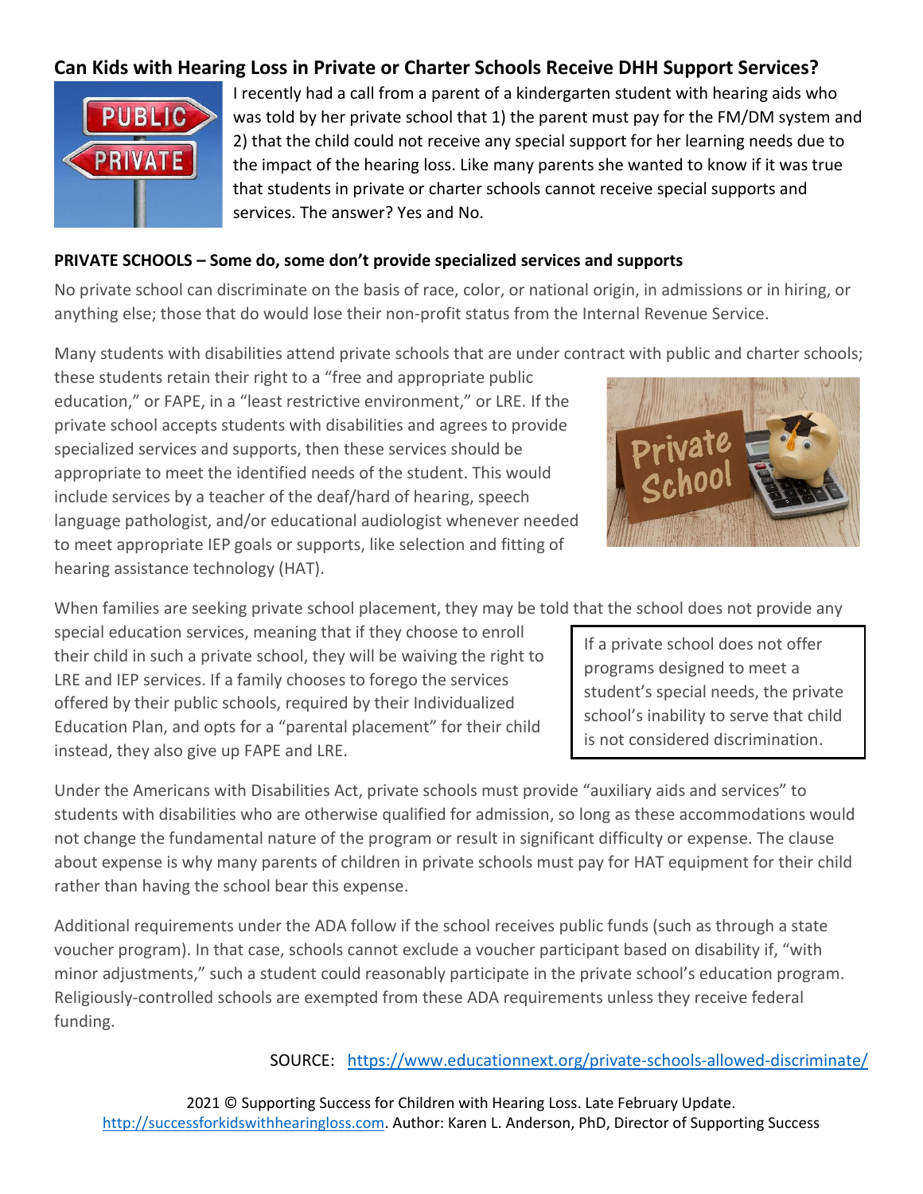## Can Kids with Hearing Loss in Private or Charter Schools Receive DHH Support Services?

I recently had a call from a parent of a kindergarten student with hearing aids who was told by her private school that 1) the parent must pay for the FM/DM system and 2) that the child could not receive any special support for her learning needs due to the impact of the hearing loss. Like many parents she wanted to know if it was true that students in private or charter schools cannot receive special supports and services. The answer? Yes and No.

**PRIVATE SCHOOLS – Some do, some don't provide specialized services and supports**

No private school can discriminate on the basis of race, color, or national origin, in admissions or in hiring, or anything else; those that do would lose their non-profit status from the Internal Revenue Service.

Many students with disabilities attend private schools that are under contract with public and charter schools; these students retain their right to a "free and appropriate public education," or FAPE, in a "least restrictive environment," or LRE. If the private school accepts students with disabilities and agrees to provide specialized services and supports, then these services should be appropriate to meet the identified needs of the student. This would include services by a teacher of the deaf/hard of hearing, speech language pathologist, and/or educational audiologist whenever needed to meet appropriate IEP goals or supports, like selection and fitting of hearing assistance technology (HAT).

When families are seeking private school placement, they may be told that the school does not provide any special education services, meaning that if they choose to enroll their child in such a private school, they will be waiving the right to LRE and IEP services. If a family chooses to forego the services offered by their public schools, required by their Individualized Education Plan, and opts for a "parental placement" for their child instead, they also give up FAPE and LRE.

> If a private school does not offer programs designed to meet a student's special needs, the private school's inability to serve that child is not considered discrimination.

Under the Americans with Disabilities Act, private schools must provide "auxiliary aids and services" to students with disabilities who are otherwise qualified for admission, so long as these accommodations would not change the fundamental nature of the program or result in significant difficulty or expense. The clause about expense is why many parents of children in private schools must pay for HAT equipment for their child rather than having the school bear this expense.

Additional requirements under the ADA follow if the school receives public funds (such as through a state voucher program). In that case, schools cannot exclude a voucher participant based on disability if, "with minor adjustments," such a student could reasonably participate in the private school's education program. Religiously-controlled schools are exempted from these ADA requirements unless they receive federal funding.

SOURCE: https://www.educationnext.org/private-schools-allowed-discriminate/

2021 © Supporting Success for Children with Hearing Loss. Late February Update. http://successforkidswithhearingloss.com. Author: Karen L. Anderson, PhD, Director of Supporting Success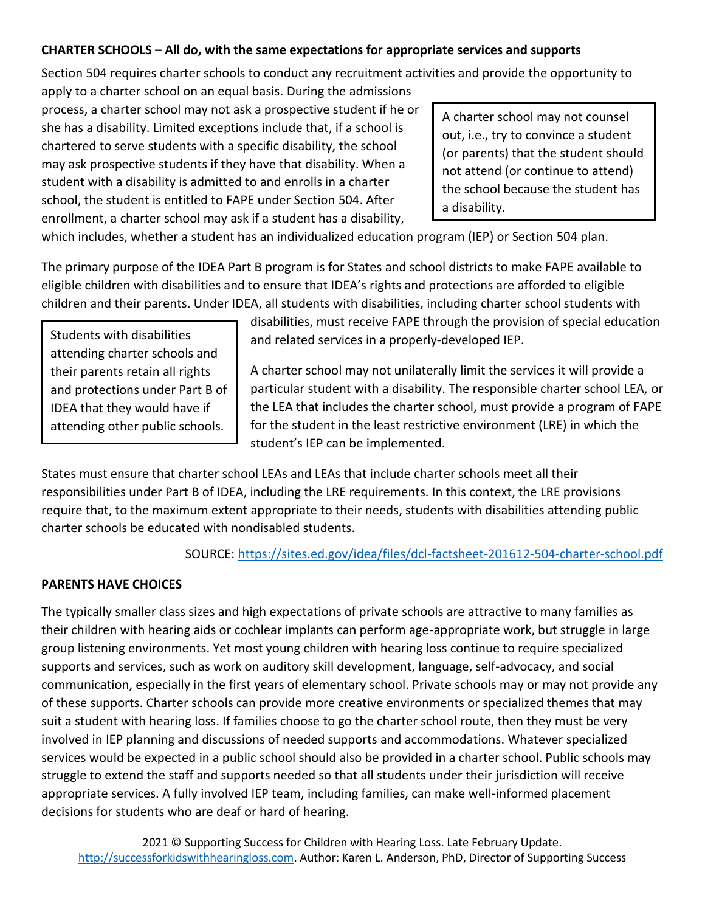**CHARTER SCHOOLS – All do, with the same expectations for appropriate services and supports**

Section 504 requires charter schools to conduct any recruitment activities and provide the opportunity to apply to a charter school on an equal basis. During the admissions process, a charter school may not ask a prospective student if he or she has a disability. Limited exceptions include that, if a school is chartered to serve students with a specific disability, the school may ask prospective students if they have that disability. When a student with a disability is admitted to and enrolls in a charter school, the student is entitled to FAPE under Section 504. After enrollment, a charter school may ask if a student has a disability, which includes, whether a student has an individualized education program (IEP) or Section 504 plan.

> A charter school may not counsel out, i.e., try to convince a student (or parents) that the student should not attend (or continue to attend) the school because the student has a disability.

The primary purpose of the IDEA Part B program is for States and school districts to make FAPE available to eligible children with disabilities and to ensure that IDEA's rights and protections are afforded to eligible children and their parents. Under IDEA, all students with disabilities, including charter school students with disabilities, must receive FAPE through the provision of special education and related services in a properly-developed IEP.

> Students with disabilities attending charter schools and their parents retain all rights and protections under Part B of IDEA that they would have if attending other public schools.

A charter school may not unilaterally limit the services it will provide a particular student with a disability. The responsible charter school LEA, or the LEA that includes the charter school, must provide a program of FAPE for the student in the least restrictive environment (LRE) in which the student's IEP can be implemented.

States must ensure that charter school LEAs and LEAs that include charter schools meet all their responsibilities under Part B of IDEA, including the LRE requirements. In this context, the LRE provisions require that, to the maximum extent appropriate to their needs, students with disabilities attending public charter schools be educated with nondisabled students.

SOURCE: https://sites.ed.gov/idea/files/dcl-factsheet-201612-504-charter-school.pdf

**PARENTS HAVE CHOICES**

The typically smaller class sizes and high expectations of private schools are attractive to many families as their children with hearing aids or cochlear implants can perform age-appropriate work, but struggle in large group listening environments. Yet most young children with hearing loss continue to require specialized supports and services, such as work on auditory skill development, language, self-advocacy, and social communication, especially in the first years of elementary school. Private schools may or may not provide any of these supports. Charter schools can provide more creative environments or specialized themes that may suit a student with hearing loss. If families choose to go the charter school route, then they must be very involved in IEP planning and discussions of needed supports and accommodations. Whatever specialized services would be expected in a public school should also be provided in a charter school. Public schools may struggle to extend the staff and supports needed so that all students under their jurisdiction will receive appropriate services. A fully involved IEP team, including families, can make well-informed placement decisions for students who are deaf or hard of hearing.

2021 © Supporting Success for Children with Hearing Loss. Late February Update. http://successforkidswithhearingloss.com. Author: Karen L. Anderson, PhD, Director of Supporting Success